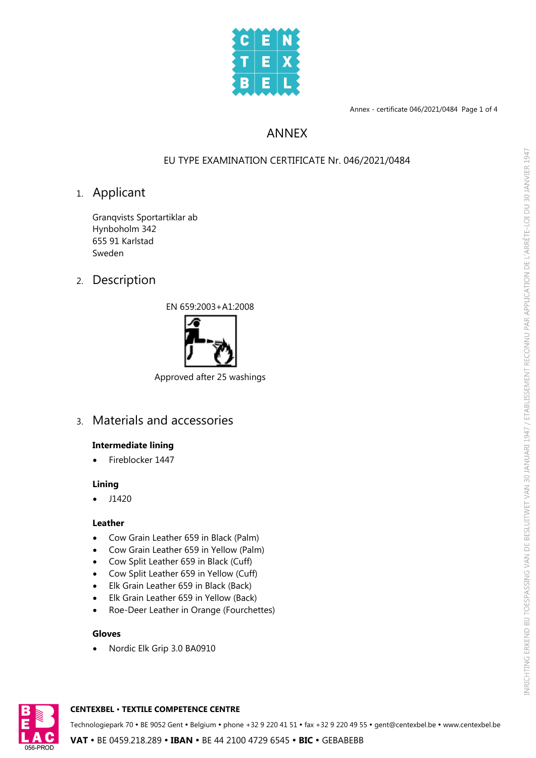# ANNEX

EU TYPE EXAMINATION CERTIFICATE Nr. 046/2021/0484

## 1. Applicant

Granqvists Sportartiklar ab
Hynboholm 342
655 91 Karlstad
Sweden

## 2. Description

EN 659:2003+A1:2008

Approved after 25 washings

## 3. Materials and accessories

**Intermediate lining**

- Fireblocker 1447

**Lining**

- J1420

**Leather**

- Cow Grain Leather 659 in Black (Palm)
- Cow Grain Leather 659 in Yellow (Palm)
- Cow Split Leather 659 in Black (Cuff)
- Cow Split Leather 659 in Yellow (Cuff)
- Elk Grain Leather 659 in Black (Back)
- Elk Grain Leather 659 in Yellow (Back)
- Roe-Deer Leather in Orange (Fourchettes)

**Gloves**

- Nordic Elk Grip 3.0 BA0910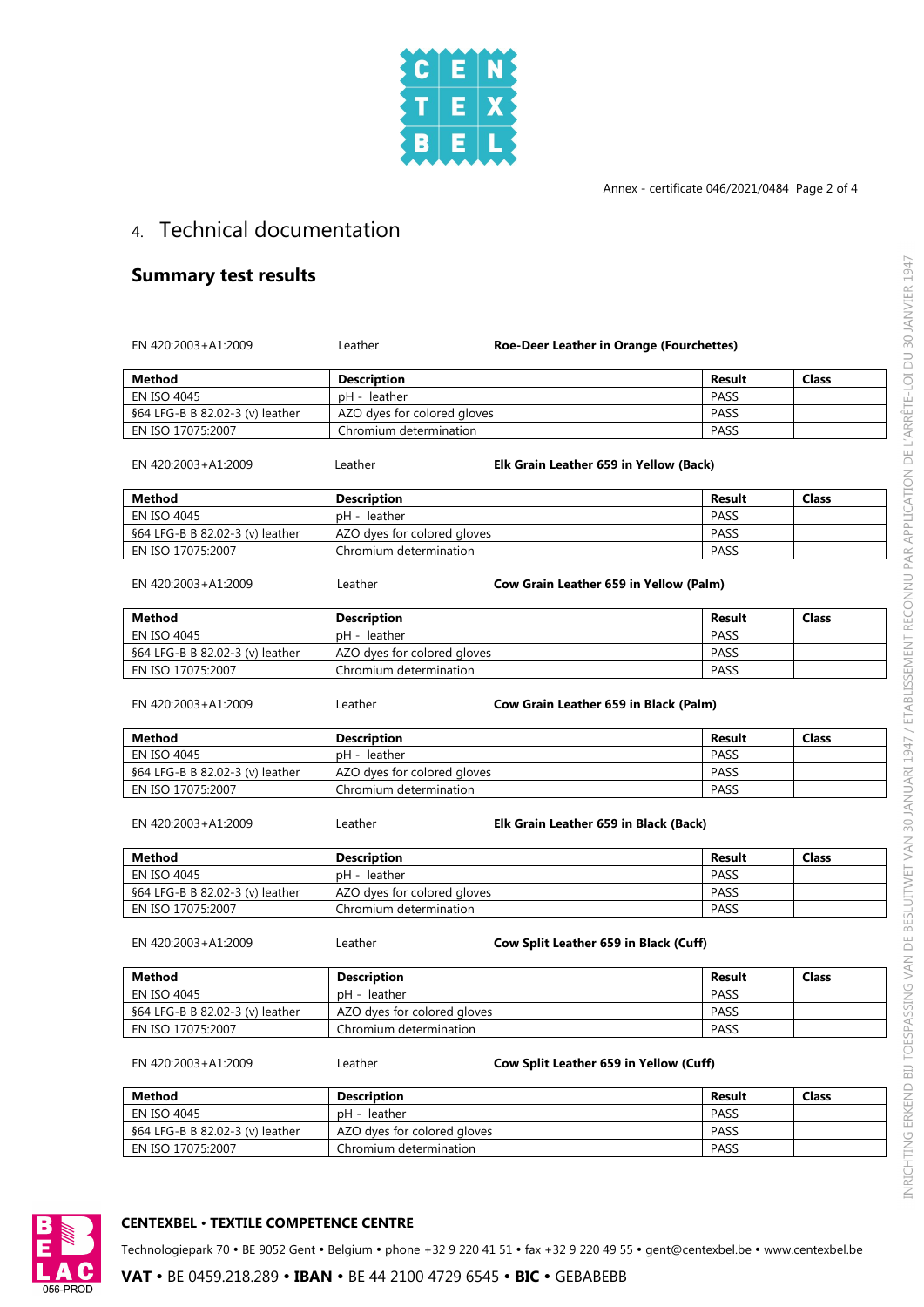## 4. Technical documentation

### Summary test results

EN 420:2003+A1:2009 Leather **Roe-Deer Leather in Orange (Fourchettes)**

| Method | Description | Result | Class |
|---|---|---|---|
| EN ISO 4045 | pH - leather | PASS | |
| §64 LFG-B B 82.02-3 (v) leather | AZO dyes for colored gloves | PASS | |
| EN ISO 17075:2007 | Chromium determination | PASS | |

EN 420:2003+A1:2009 Leather **Elk Grain Leather 659 in Yellow (Back)**

| Method | Description | Result | Class |
|---|---|---|---|
| EN ISO 4045 | pH - leather | PASS | |
| §64 LFG-B B 82.02-3 (v) leather | AZO dyes for colored gloves | PASS | |
| EN ISO 17075:2007 | Chromium determination | PASS | |

EN 420:2003+A1:2009 Leather **Cow Grain Leather 659 in Yellow (Palm)**

| Method | Description | Result | Class |
|---|---|---|---|
| EN ISO 4045 | pH - leather | PASS | |
| §64 LFG-B B 82.02-3 (v) leather | AZO dyes for colored gloves | PASS | |
| EN ISO 17075:2007 | Chromium determination | PASS | |

EN 420:2003+A1:2009 Leather **Cow Grain Leather 659 in Black (Palm)**

| Method | Description | Result | Class |
|---|---|---|---|
| EN ISO 4045 | pH - leather | PASS | |
| §64 LFG-B B 82.02-3 (v) leather | AZO dyes for colored gloves | PASS | |
| EN ISO 17075:2007 | Chromium determination | PASS | |

EN 420:2003+A1:2009 Leather **Elk Grain Leather 659 in Black (Back)**

| Method | Description | Result | Class |
|---|---|---|---|
| EN ISO 4045 | pH - leather | PASS | |
| §64 LFG-B B 82.02-3 (v) leather | AZO dyes for colored gloves | PASS | |
| EN ISO 17075:2007 | Chromium determination | PASS | |

EN 420:2003+A1:2009 Leather **Cow Split Leather 659 in Black (Cuff)**

| Method | Description | Result | Class |
|---|---|---|---|
| EN ISO 4045 | pH - leather | PASS | |
| §64 LFG-B B 82.02-3 (v) leather | AZO dyes for colored gloves | PASS | |
| EN ISO 17075:2007 | Chromium determination | PASS | |

EN 420:2003+A1:2009 Leather **Cow Split Leather 659 in Yellow (Cuff)**

| Method | Description | Result | Class |
|---|---|---|---|
| EN ISO 4045 | pH - leather | PASS | |
| §64 LFG-B B 82.02-3 (v) leather | AZO dyes for colored gloves | PASS | |
| EN ISO 17075:2007 | Chromium determination | PASS | |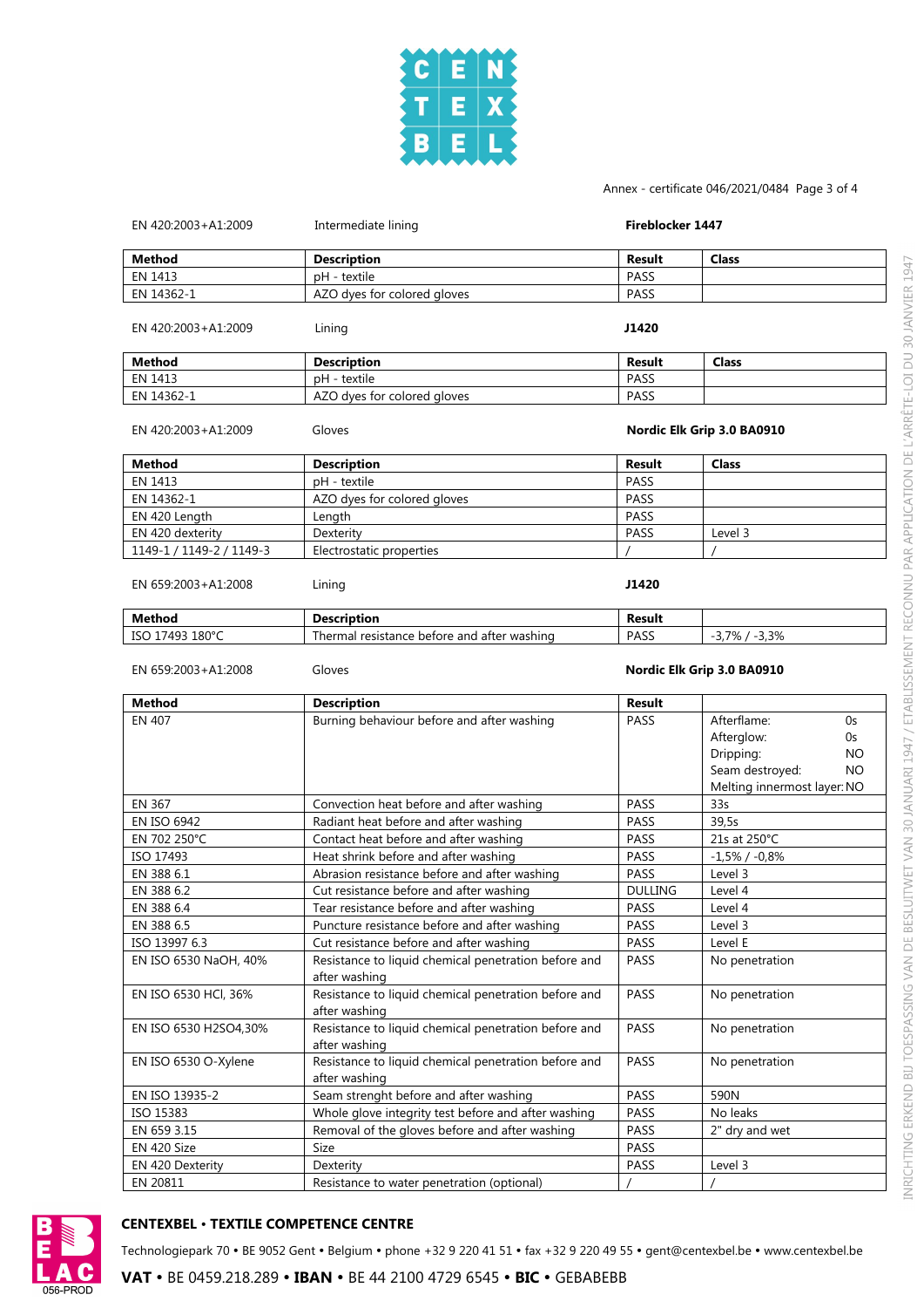Annex - certificate 046/2021/0484

EN 420:2003+A1:2009 | Intermediate lining | **Fireblocker 1447**

| Method | Description | Result | Class |
|---|---|---|---|
| EN 1413 | pH - textile | PASS | |
| EN 14362-1 | AZO dyes for colored gloves | PASS | |

EN 420:2003+A1:2009 | Lining | **J1420**

| Method | Description | Result | Class |
|---|---|---|---|
| EN 1413 | pH - textile | PASS | |
| EN 14362-1 | AZO dyes for colored gloves | PASS | |

EN 420:2003+A1:2009 | Gloves | **Nordic Elk Grip 3.0 BA0910**

| Method | Description | Result | Class |
|---|---|---|---|
| EN 1413 | pH - textile | PASS | |
| EN 14362-1 | AZO dyes for colored gloves | PASS | |
| EN 420 Length | Length | PASS | |
| EN 420 dexterity | Dexterity | PASS | Level 3 |
| 1149-1 / 1149-2 / 1149-3 | Electrostatic properties | / | / |

EN 659:2003+A1:2008 | Lining | **J1420**

| Method | Description | Result | |
|---|---|---|---|
| ISO 17493 180°C | Thermal resistance before and after washing | PASS | -3,7% / -3,3% |

EN 659:2003+A1:2008 | Gloves | **Nordic Elk Grip 3.0 BA0910**

| Method | Description | Result | |
|---|---|---|---|
| EN 407 | Burning behaviour before and after washing | PASS | Afterflame: 0s<br>Afterglow: 0s<br>Dripping: NO<br>Seam destroyed: NO<br>Melting innermost layer: NO |
| EN 367 | Convection heat before and after washing | PASS | 33s |
| EN ISO 6942 | Radiant heat before and after washing | PASS | 39,5s |
| EN 702 250°C | Contact heat before and after washing | PASS | 21s at 250°C |
| ISO 17493 | Heat shrink before and after washing | PASS | -1,5% / -0,8% |
| EN 388 6.1 | Abrasion resistance before and after washing | PASS | Level 3 |
| EN 388 6.2 | Cut resistance before and after washing | DULLING | Level 4 |
| EN 388 6.4 | Tear resistance before and after washing | PASS | Level 4 |
| EN 388 6.5 | Puncture resistance before and after washing | PASS | Level 3 |
| ISO 13997 6.3 | Cut resistance before and after washing | PASS | Level E |
| EN ISO 6530 NaOH, 40% | Resistance to liquid chemical penetration before and after washing | PASS | No penetration |
| EN ISO 6530 HCl, 36% | Resistance to liquid chemical penetration before and after washing | PASS | No penetration |
| EN ISO 6530 H2SO4,30% | Resistance to liquid chemical penetration before and after washing | PASS | No penetration |
| EN ISO 6530 O-Xylene | Resistance to liquid chemical penetration before and after washing | PASS | No penetration |
| EN ISO 13935-2 | Seam strenght before and after washing | PASS | 590N |
| ISO 15383 | Whole glove integrity test before and after washing | PASS | No leaks |
| EN 659 3.15 | Removal of the gloves before and after washing | PASS | 2" dry and wet |
| EN 420 Size | Size | PASS | |
| EN 420 Dexterity | Dexterity | PASS | Level 3 |
| EN 20811 | Resistance to water penetration (optional) | / | / |

**CENTEXBEL • TEXTILE COMPETENCE CENTRE**

Technologiepark 70 • BE 9052 Gent • Belgium • phone +32 9 220 41 51 • fax +32 9 220 49 55 • gent@centexbel.be • www.centexbel.be

**VAT** • BE 0459.218.289 • **IBAN** • BE 44 2100 4729 6545 • **BIC** • GEBABEBB

056-PROD

INRICHTING ERKEND BIJ TOEPASSING VAN DE BESLUITWET VAN 30 JANUARI 1947 / ETABLISSEMENT RECONNU PAR APPLICATION DE L'ARRÊTE-LOI DU 30 JANVIER 1947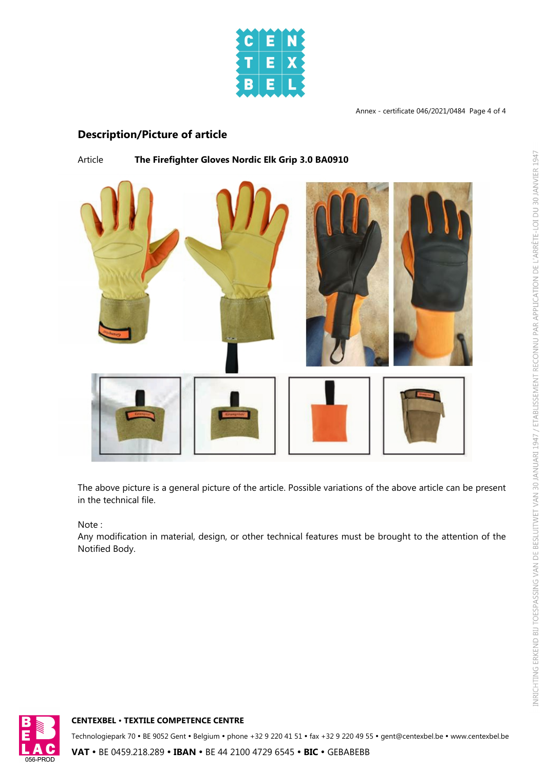Annex - certificate 046/2021/0484 Page 4 of 4

## Description/Picture of article

Article **The Firefighter Gloves Nordic Elk Grip 3.0 BA0910**

The above picture is a general picture of the article. Possible variations of the above article can be present in the technical file.

Note :
Any modification in material, design, or other technical features must be brought to the attention of the Notified Body.

INRICHTING ERKEND BIJ TOEPASSING VAN DE BESLUITWET VAN 30 JANUARI 1947 / ETABLISSEMENT RECONNU PAR APPLICATION DE L'ARRÊTE-LOI DU 30 JANVIER 1947

**CENTEXBEL • TEXTILE COMPETENCE CENTRE**

Technologiepark 70 • BE 9052 Gent • Belgium • phone +32 9 220 41 51 • fax +32 9 220 49 55 • gent@centexbel.be • www.centexbel.be

**VAT** • BE 0459.218.289 • **IBAN** • BE 44 2100 4729 6545 • **BIC** • GEBABEBB